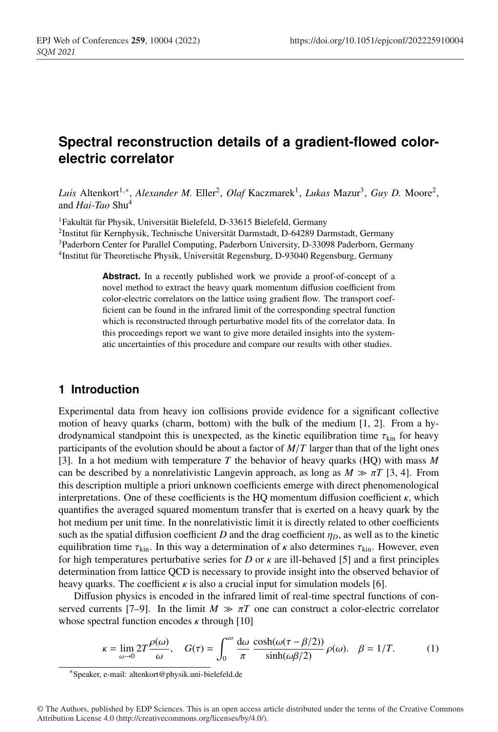# Spectral reconstruction details of a gradient-flowed color-electric correlator

*Luis* Altenkort[1,*], *Alexander M.* Eller[2], *Olaf* Kaczmarek[1], *Lukas* Mazur[3], *Guy D.* Moore[2], and *Hai-Tao* Shu[4]

[1]Fakultät für Physik, Universität Bielefeld, D-33615 Bielefeld, Germany
[2]Institut für Kernphysik, Technische Universität Darmstadt, D-64289 Darmstadt, Germany
[3]Paderborn Center for Parallel Computing, Paderborn University, D-33098 Paderborn, Germany
[4]Institut für Theoretische Physik, Universität Regensburg, D-93040 Regensburg, Germany

**Abstract.** In a recently published work we provide a proof-of-concept of a novel method to extract the heavy quark momentum diffusion coefficient from color-electric correlators on the lattice using gradient flow. The transport coefficient can be found in the infrared limit of the corresponding spectral function which is reconstructed through perturbative model fits of the correlator data. In this proceedings report we want to give more detailed insights into the systematic uncertainties of this procedure and compare our results with other studies.

## 1 Introduction

Experimental data from heavy ion collisions provide evidence for a significant collective motion of heavy quarks (charm, bottom) with the bulk of the medium [1, 2]. From a hydrodynamical standpoint this is unexpected, as the kinetic equilibration time $\tau_{\mathrm{kin}}$ for heavy participants of the evolution should be about a factor of $M/T$ larger than that of the light ones [3]. In a hot medium with temperature $T$ the behavior of heavy quarks (HQ) with mass $M$ can be described by a nonrelativistic Langevin approach, as long as $M \gg \pi T$ [3, 4]. From this description multiple a priori unknown coefficients emerge with direct phenomenological interpretations. One of these coefficients is the HQ momentum diffusion coefficient $\kappa$, which quantifies the averaged squared momentum transfer that is exerted on a heavy quark by the hot medium per unit time. In the nonrelativistic limit it is directly related to other coefficients such as the spatial diffusion coefficient $D$ and the drag coefficient $\eta_D$, as well as to the kinetic equilibration time $\tau_{\mathrm{kin}}$. In this way a determination of $\kappa$ also determines $\tau_{\mathrm{kin}}$. However, even for high temperatures perturbative series for $D$ or $\kappa$ are ill-behaved [5] and a first principles determination from lattice QCD is necessary to provide insight into the observed behavior of heavy quarks. The coefficient $\kappa$ is also a crucial input for simulation models [6].

Diffusion physics is encoded in the infrared limit of real-time spectral functions of conserved currents [7–9]. In the limit $M \gg \pi T$ one can construct a color-electric correlator whose spectral function encodes $\kappa$ through [10]

$$\kappa = \lim_{\omega \to 0} 2T \frac{\rho(\omega)}{\omega}, \quad G(\tau) = \int_0^\infty \frac{\mathrm{d}\omega}{\pi} \frac{\cosh(\omega(\tau - \beta/2))}{\sinh(\omega\beta/2)} \rho(\omega). \quad \beta = 1/T. \tag{1}$$

*Speaker, e-mail: altenkort@physik.uni-bielefeld.de

© The Authors, published by EDP Sciences. This is an open access article distributed under the terms of the Creative Commons Attribution License 4.0 (http://creativecommons.org/licenses/by/4.0/).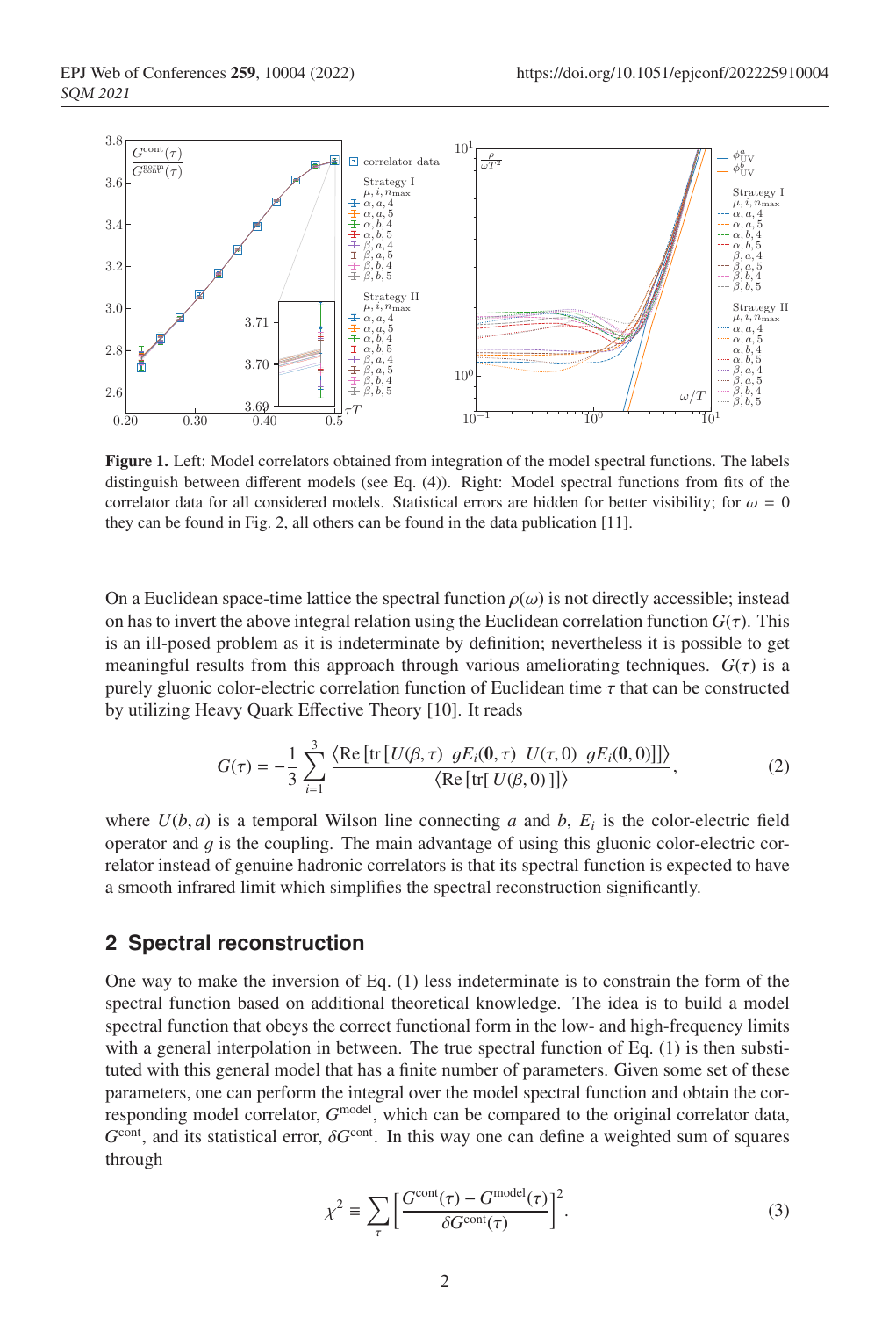**Figure 1.** Left: Model correlators obtained from integration of the model spectral functions. The labels distinguish between different models (see Eq. (4)). Right: Model spectral functions from fits of the correlator data for all considered models. Statistical errors are hidden for better visibility; for $\omega = 0$ they can be found in Fig. 2, all others can be found in the data publication [11].

On a Euclidean space-time lattice the spectral function $\rho(\omega)$ is not directly accessible; instead on has to invert the above integral relation using the Euclidean correlation function $G(\tau)$. This is an ill-posed problem as it is indeterminate by definition; nevertheless it is possible to get meaningful results from this approach through various ameliorating techniques. $G(\tau)$ is a purely gluonic color-electric correlation function of Euclidean time $\tau$ that can be constructed by utilizing Heavy Quark Effective Theory [10]. It reads

$$G(\tau) = -\frac{1}{3}\sum_{i=1}^{3} \frac{\langle \mathrm{Re}\left[\mathrm{tr}\left[U(\beta,\tau)\ gE_i(\mathbf{0},\tau)\ U(\tau,0)\ gE_i(\mathbf{0},0)\right]\right]\rangle}{\langle \mathrm{Re}\left[\mathrm{tr}[\,U(\beta,0)\,]\right]\rangle}, \tag{2}$$

where $U(b,a)$ is a temporal Wilson line connecting $a$ and $b$, $E_i$ is the color-electric field operator and $g$ is the coupling. The main advantage of using this gluonic color-electric correlator instead of genuine hadronic correlators is that its spectral function is expected to have a smooth infrared limit which simplifies the spectral reconstruction significantly.

## 2 Spectral reconstruction

One way to make the inversion of Eq. (1) less indeterminate is to constrain the form of the spectral function based on additional theoretical knowledge. The idea is to build a model spectral function that obeys the correct functional form in the low- and high-frequency limits with a general interpolation in between. The true spectral function of Eq. (1) is then substituted with this general model that has a finite number of parameters. Given some set of these parameters, one can perform the integral over the model spectral function and obtain the corresponding model correlator, $G^{\text{model}}$, which can be compared to the original correlator data, $G^{\text{cont}}$, and its statistical error, $\delta G^{\text{cont}}$. In this way one can define a weighted sum of squares through

$$\chi^2 \equiv \sum_{\tau}\left[\frac{G^{\text{cont}}(\tau) - G^{\text{model}}(\tau)}{\delta G^{\text{cont}}(\tau)}\right]^2. \tag{3}$$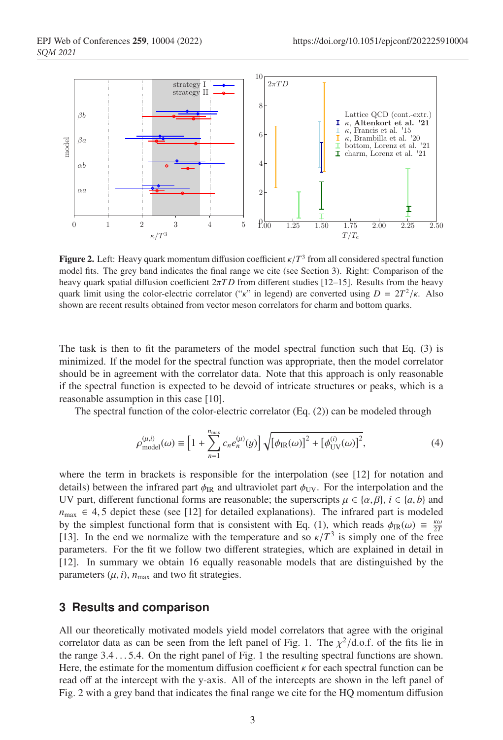**Figure 2.** Left: Heavy quark momentum diffusion coefficient $\kappa/T^3$ from all considered spectral function model fits. The grey band indicates the final range we cite (see Section 3). Right: Comparison of the heavy quark spatial diffusion coefficient $2\pi TD$ from different studies [12–15]. Results from the heavy quark limit using the color-electric correlator ("$\kappa$" in legend) are converted using $D = 2T^2/\kappa$. Also shown are recent results obtained from vector meson correlators for charm and bottom quarks.

The task is then to fit the parameters of the model spectral function such that Eq. (3) is minimized. If the model for the spectral function was appropriate, then the model correlator should be in agreement with the correlator data. Note that this approach is only reasonable if the spectral function is expected to be devoid of intricate structures or peaks, which is a reasonable assumption in this case [10].

The spectral function of the color-electric correlator (Eq. (2)) can be modeled through

$$\rho^{(\mu,i)}_{\text{model}}(\omega) \equiv \left[1 + \sum_{n=1}^{n_{\text{max}}} c_n e_n^{(\mu)}(y)\right] \sqrt{[\phi_{\text{IR}}(\omega)]^2 + [\phi^{(i)}_{\text{UV}}(\omega)]^2}, \tag{4}$$

where the term in brackets is responsible for the interpolation (see [12] for notation and details) between the infrared part $\phi_{\text{IR}}$ and ultraviolet part $\phi_{\text{UV}}$. For the interpolation and the UV part, different functional forms are reasonable; the superscripts $\mu \in \{\alpha, \beta\}$, $i \in \{a, b\}$ and $n_{\text{max}} \in 4, 5$ depict these (see [12] for detailed explanations). The infrared part is modeled by the simplest functional form that is consistent with Eq. (1), which reads $\phi_{\text{IR}}(\omega) \equiv \frac{\kappa\omega}{2T}$ [13]. In the end we normalize with the temperature and so $\kappa/T^3$ is simply one of the free parameters. For the fit we follow two different strategies, which are explained in detail in [12]. In summary we obtain 16 equally reasonable models that are distinguished by the parameters $(\mu, i)$, $n_{\text{max}}$ and two fit strategies.

## 3 Results and comparison

All our theoretically motivated models yield model correlators that agree with the original correlator data as can be seen from the left panel of Fig. 1. The $\chi^2$/d.o.f. of the fits lie in the range 3.4 . . . 5.4. On the right panel of Fig. 1 the resulting spectral functions are shown. Here, the estimate for the momentum diffusion coefficient $\kappa$ for each spectral function can be read off at the intercept with the y-axis. All of the intercepts are shown in the left panel of Fig. 2 with a grey band that indicates the final range we cite for the HQ momentum diffusion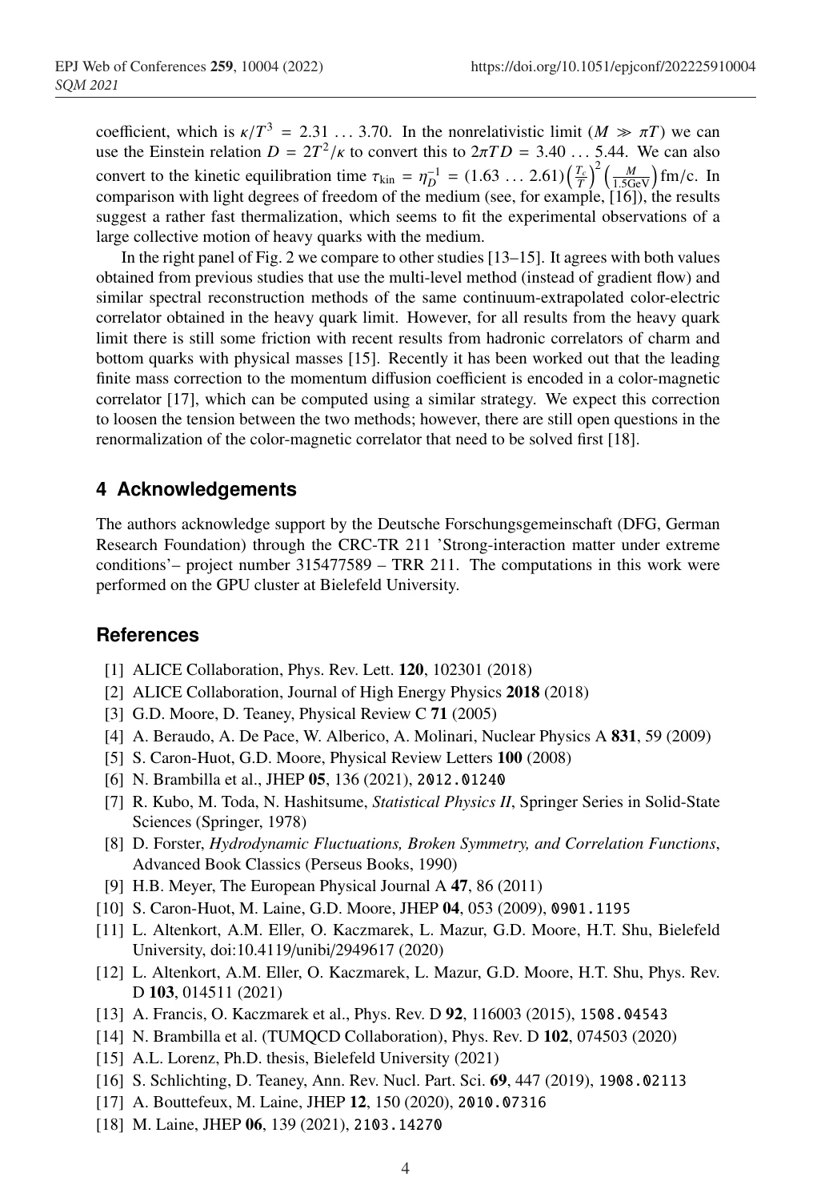coefficient, which is $\kappa/T^3 = 2.31 \ldots 3.70$. In the nonrelativistic limit ($M \gg \pi T$) we can use the Einstein relation $D = 2T^2/\kappa$ to convert this to $2\pi T D = 3.40 \ldots 5.44$. We can also convert to the kinetic equilibration time $\tau_{\text{kin}} = \eta_D^{-1} = (1.63 \ldots 2.61)\left(\frac{T_c}{T}\right)^2\left(\frac{M}{1.5\text{GeV}}\right)$ fm/c. In comparison with light degrees of freedom of the medium (see, for example, [16]), the results suggest a rather fast thermalization, which seems to fit the experimental observations of a large collective motion of heavy quarks with the medium.

In the right panel of Fig. 2 we compare to other studies [13–15]. It agrees with both values obtained from previous studies that use the multi-level method (instead of gradient flow) and similar spectral reconstruction methods of the same continuum-extrapolated color-electric correlator obtained in the heavy quark limit. However, for all results from the heavy quark limit there is still some friction with recent results from hadronic correlators of charm and bottom quarks with physical masses [15]. Recently it has been worked out that the leading finite mass correction to the momentum diffusion coefficient is encoded in a color-magnetic correlator [17], which can be computed using a similar strategy. We expect this correction to loosen the tension between the two methods; however, there are still open questions in the renormalization of the color-magnetic correlator that need to be solved first [18].

## 4 Acknowledgements

The authors acknowledge support by the Deutsche Forschungsgemeinschaft (DFG, German Research Foundation) through the CRC-TR 211 'Strong-interaction matter under extreme conditions'– project number 315477589 – TRR 211. The computations in this work were performed on the GPU cluster at Bielefeld University.

## References

[1] ALICE Collaboration, Phys. Rev. Lett. **120**, 102301 (2018)

[2] ALICE Collaboration, Journal of High Energy Physics **2018** (2018)

[3] G.D. Moore, D. Teaney, Physical Review C **71** (2005)

[4] A. Beraudo, A. De Pace, W. Alberico, A. Molinari, Nuclear Physics A **831**, 59 (2009)

[5] S. Caron-Huot, G.D. Moore, Physical Review Letters **100** (2008)

[6] N. Brambilla et al., JHEP **05**, 136 (2021), 2012.01240

[7] R. Kubo, M. Toda, N. Hashitsume, *Statistical Physics II*, Springer Series in Solid-State Sciences (Springer, 1978)

[8] D. Forster, *Hydrodynamic Fluctuations, Broken Symmetry, and Correlation Functions*, Advanced Book Classics (Perseus Books, 1990)

[9] H.B. Meyer, The European Physical Journal A **47**, 86 (2011)

[10] S. Caron-Huot, M. Laine, G.D. Moore, JHEP **04**, 053 (2009), 0901.1195

[11] L. Altenkort, A.M. Eller, O. Kaczmarek, L. Mazur, G.D. Moore, H.T. Shu, Bielefeld University, doi:10.4119/unibi/2949617 (2020)

[12] L. Altenkort, A.M. Eller, O. Kaczmarek, L. Mazur, G.D. Moore, H.T. Shu, Phys. Rev. D **103**, 014511 (2021)

[13] A. Francis, O. Kaczmarek et al., Phys. Rev. D **92**, 116003 (2015), 1508.04543

[14] N. Brambilla et al. (TUMQCD Collaboration), Phys. Rev. D **102**, 074503 (2020)

[15] A.L. Lorenz, Ph.D. thesis, Bielefeld University (2021)

[16] S. Schlichting, D. Teaney, Ann. Rev. Nucl. Part. Sci. **69**, 447 (2019), 1908.02113

[17] A. Bouttefeux, M. Laine, JHEP **12**, 150 (2020), 2010.07316

[18] M. Laine, JHEP **06**, 139 (2021), 2103.14270